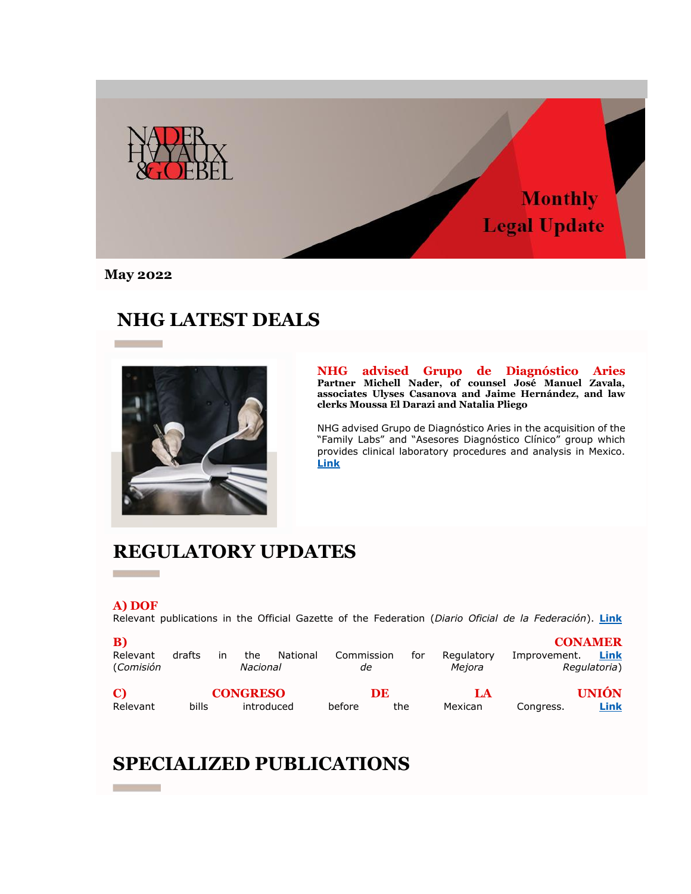# Monthly Legal Update

**May 2022**

## NHG LATEST DEALS

### NHG advised Grupo de Diagnóstico Aries

**Partner Michell Nader, of counsel José Manuel Zavala, associates Ulyses Casanova and Jaime Hernández, and law clerks Moussa El Darazi and Natalia Pliego**

NHG advised Grupo de Diagnóstico Aries in the acquisition of the "Family Labs" and "Asesores Diagnóstico Clínico" group which provides clinical laboratory procedures and analysis in Mexico. **Link**

## REGULATORY UPDATES

**A) DOF**

Relevant publications in the Official Gazette of the Federation (*Diario Oficial de la Federación*). **Link**

**B) CONAMER**

Relevant drafts in the National Commission for Regulatory Improvement. **Link** (*Comisión Nacional de Mejora Regulatoria*)

**C) CONGRESO DE LA UNIÓN**

Relevant bills introduced before the Mexican Congress. **Link**

## SPECIALIZED PUBLICATIONS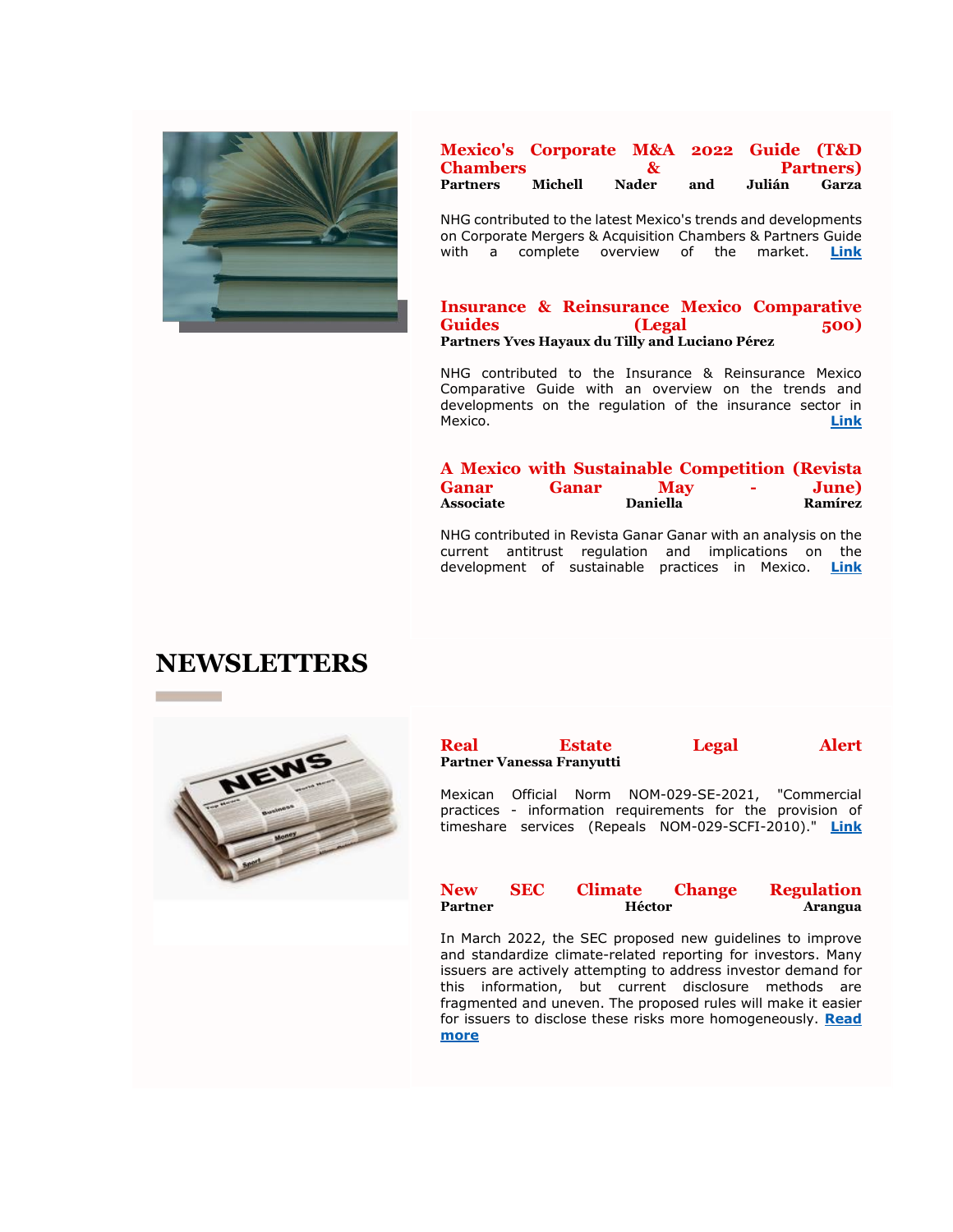### Mexico's Corporate M&A 2022 Guide (T&D Chambers & Partners)

**Partners Michell Nader and Julián Garza**

NHG contributed to the latest Mexico's trends and developments on Corporate Mergers & Acquisition Chambers & Partners Guide with a complete overview of the market. **Link**

### Insurance & Reinsurance Mexico Comparative Guides (Legal 500)

**Partners Yves Hayaux du Tilly and Luciano Pérez**

NHG contributed to the Insurance & Reinsurance Mexico Comparative Guide with an overview on the trends and developments on the regulation of the insurance sector in Mexico. **Link**

### A Mexico with Sustainable Competition (Revista Ganar Ganar May - June)

**Associate Daniella Ramírez**

NHG contributed in Revista Ganar Ganar with an analysis on the current antitrust regulation and implications on the development of sustainable practices in Mexico. **Link**

# NEWSLETTERS

### Real Estate Legal Alert

**Partner Vanessa Franyutti**

Mexican Official Norm NOM-029-SE-2021, "Commercial practices - information requirements for the provision of timeshare services (Repeals NOM-029-SCFI-2010)." **Link**

### New SEC Climate Change Regulation

**Partner Héctor Arangua**

In March 2022, the SEC proposed new guidelines to improve and standardize climate-related reporting for investors. Many issuers are actively attempting to address investor demand for this information, but current disclosure methods are fragmented and uneven. The proposed rules will make it easier for issuers to disclose these risks more homogeneously. **Read more**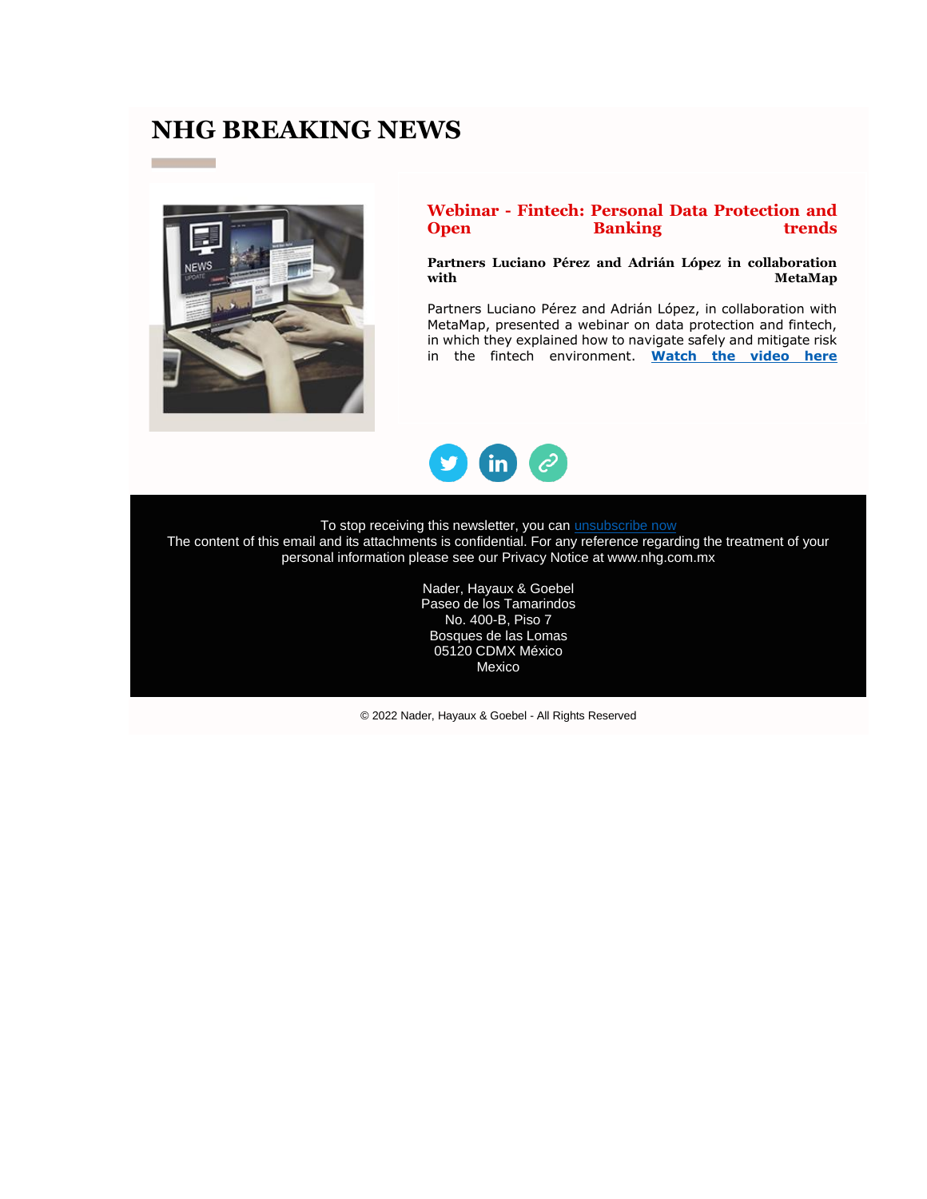# NHG BREAKING NEWS

## Webinar - Fintech: Personal Data Protection and Open Banking trends

**Partners Luciano Pérez and Adrián López in collaboration with MetaMap**

Partners Luciano Pérez and Adrián López, in collaboration with MetaMap, presented a webinar on data protection and fintech, in which they explained how to navigate safely and mitigate risk in the fintech environment. **Watch the video here**

To stop receiving this newsletter, you can unsubscribe now
The content of this email and its attachments is confidential. For any reference regarding the treatment of your personal information please see our Privacy Notice at www.nhg.com.mx

Nader, Hayaux & Goebel
Paseo de los Tamarindos
No. 400-B, Piso 7
Bosques de las Lomas
05120 CDMX México
Mexico

© 2022 Nader, Hayaux & Goebel - All Rights Reserved